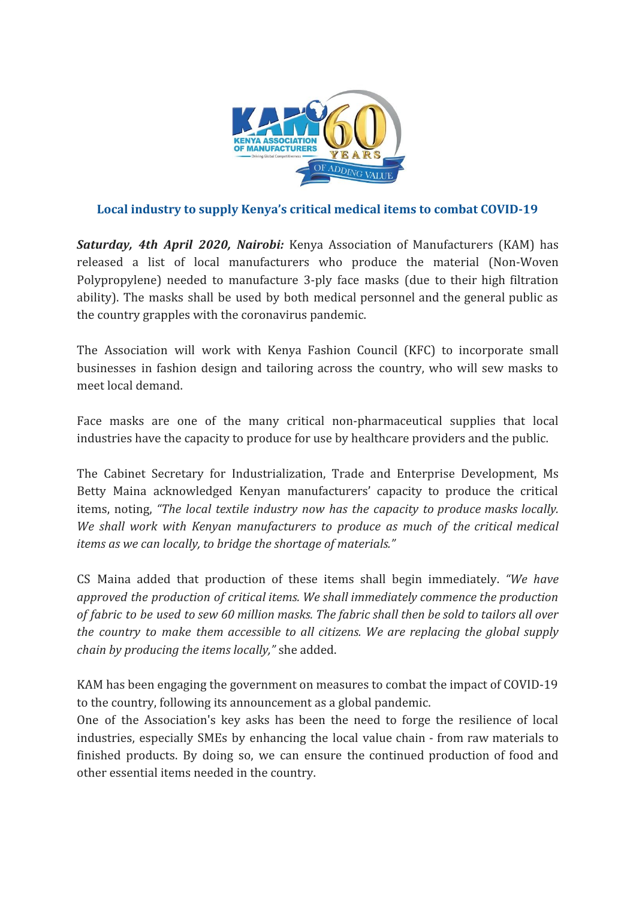## Local industry to supply Kenya's critical medical items to combat COVID-19

***Saturday, 4th April 2020, Nairobi:*** Kenya Association of Manufacturers (KAM) has released a list of local manufacturers who produce the material (Non-Woven Polypropylene) needed to manufacture 3-ply face masks (due to their high filtration ability). The masks shall be used by both medical personnel and the general public as the country grapples with the coronavirus pandemic.

The Association will work with Kenya Fashion Council (KFC) to incorporate small businesses in fashion design and tailoring across the country, who will sew masks to meet local demand.

Face masks are one of the many critical non-pharmaceutical supplies that local industries have the capacity to produce for use by healthcare providers and the public.

The Cabinet Secretary for Industrialization, Trade and Enterprise Development, Ms Betty Maina acknowledged Kenyan manufacturers' capacity to produce the critical items, noting, *"The local textile industry now has the capacity to produce masks locally. We shall work with Kenyan manufacturers to produce as much of the critical medical items as we can locally, to bridge the shortage of materials."*

CS Maina added that production of these items shall begin immediately. *"We have approved the production of critical items. We shall immediately commence the production of fabric to be used to sew 60 million masks. The fabric shall then be sold to tailors all over the country to make them accessible to all citizens. We are replacing the global supply chain by producing the items locally,"* she added.

KAM has been engaging the government on measures to combat the impact of COVID-19 to the country, following its announcement as a global pandemic.

One of the Association's key asks has been the need to forge the resilience of local industries, especially SMEs by enhancing the local value chain - from raw materials to finished products. By doing so, we can ensure the continued production of food and other essential items needed in the country.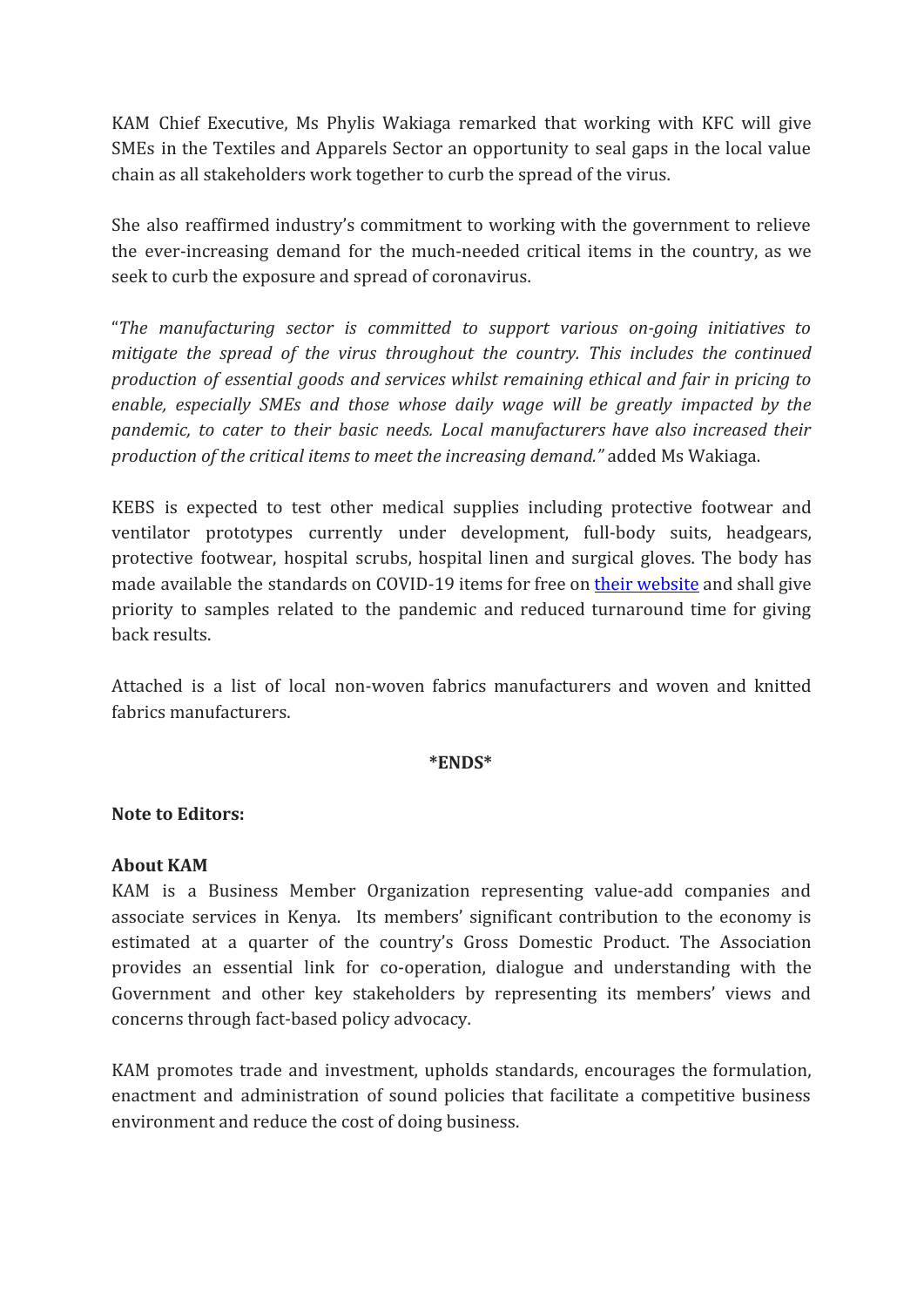KAM Chief Executive, Ms Phylis Wakiaga remarked that working with KFC will give SMEs in the Textiles and Apparels Sector an opportunity to seal gaps in the local value chain as all stakeholders work together to curb the spread of the virus.

She also reaffirmed industry's commitment to working with the government to relieve the ever-increasing demand for the much-needed critical items in the country, as we seek to curb the exposure and spread of coronavirus.

"*The manufacturing sector is committed to support various on-going initiatives to mitigate the spread of the virus throughout the country. This includes the continued production of essential goods and services whilst remaining ethical and fair in pricing to enable, especially SMEs and those whose daily wage will be greatly impacted by the pandemic, to cater to their basic needs. Local manufacturers have also increased their production of the critical items to meet the increasing demand."* added Ms Wakiaga.

KEBS is expected to test other medical supplies including protective footwear and ventilator prototypes currently under development, full-body suits, headgears, protective footwear, hospital scrubs, hospital linen and surgical gloves. The body has made available the standards on COVID-19 items for free on [their website]() and shall give priority to samples related to the pandemic and reduced turnaround time for giving back results.

Attached is a list of local non-woven fabrics manufacturers and woven and knitted fabrics manufacturers.

**\*ENDS\***

**Note to Editors:**

**About KAM**

KAM is a Business Member Organization representing value-add companies and associate services in Kenya. Its members' significant contribution to the economy is estimated at a quarter of the country's Gross Domestic Product. The Association provides an essential link for co-operation, dialogue and understanding with the Government and other key stakeholders by representing its members' views and concerns through fact-based policy advocacy.

KAM promotes trade and investment, upholds standards, encourages the formulation, enactment and administration of sound policies that facilitate a competitive business environment and reduce the cost of doing business.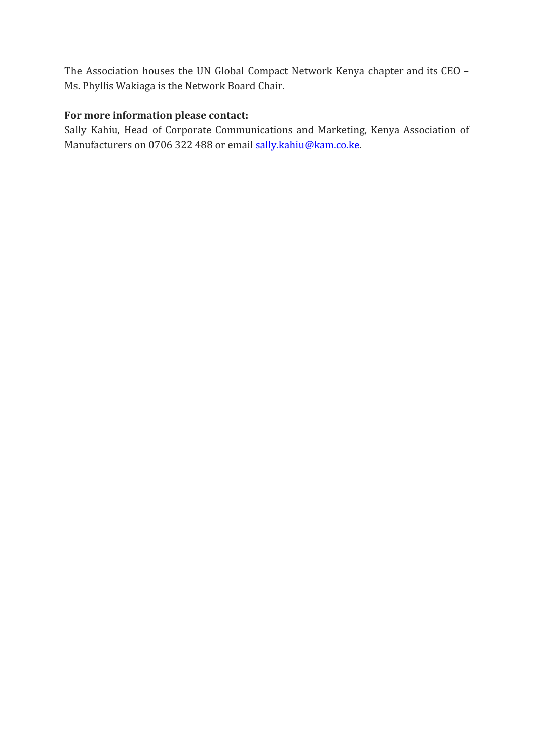The Association houses the UN Global Compact Network Kenya chapter and its CEO – Ms. Phyllis Wakiaga is the Network Board Chair.

**For more information please contact:**
Sally Kahiu, Head of Corporate Communications and Marketing, Kenya Association of Manufacturers on 0706 322 488 or email sally.kahiu@kam.co.ke.